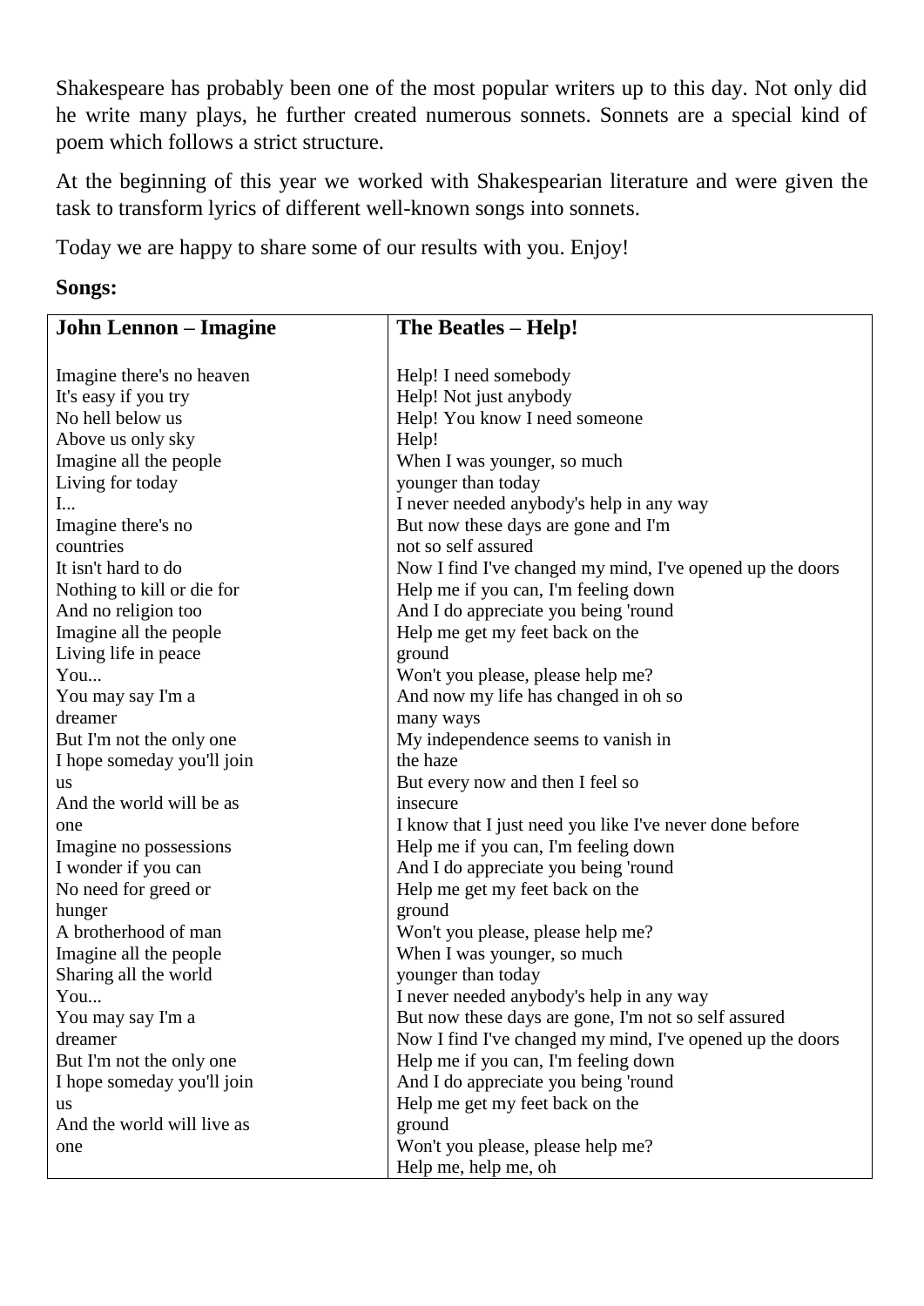Shakespeare has probably been one of the most popular writers up to this day. Not only did he write many plays, he further created numerous sonnets. Sonnets are a special kind of poem which follows a strict structure.

At the beginning of this year we worked with Shakespearian literature and were given the task to transform lyrics of different well-known songs into sonnets.

Today we are happy to share some of our results with you. Enjoy!

**Songs:**

| **John Lennon – Imagine** | **The Beatles – Help!** |
|---|---|
| Imagine there's no heaven | Help! I need somebody |
| It's easy if you try | Help! Not just anybody |
| No hell below us | Help! You know I need someone |
| Above us only sky | Help! |
| Imagine all the people | When I was younger, so much |
| Living for today | younger than today |
| I... | I never needed anybody's help in any way |
| Imagine there's no | But now these days are gone and I'm |
| countries | not so self assured |
| It isn't hard to do | Now I find I've changed my mind, I've opened up the doors |
| Nothing to kill or die for | Help me if you can, I'm feeling down |
| And no religion too | And I do appreciate you being 'round |
| Imagine all the people | Help me get my feet back on the |
| Living life in peace | ground |
| You... | Won't you please, please help me? |
| You may say I'm a | And now my life has changed in oh so |
| dreamer | many ways |
| But I'm not the only one | My independence seems to vanish in |
| I hope someday you'll join | the haze |
| us | But every now and then I feel so |
| And the world will be as | insecure |
| one | I know that I just need you like I've never done before |
| Imagine no possessions | Help me if you can, I'm feeling down |
| I wonder if you can | And I do appreciate you being 'round |
| No need for greed or | Help me get my feet back on the |
| hunger | ground |
| A brotherhood of man | Won't you please, please help me? |
| Imagine all the people | When I was younger, so much |
| Sharing all the world | younger than today |
| You... | I never needed anybody's help in any way |
| You may say I'm a | But now these days are gone, I'm not so self assured |
| dreamer | Now I find I've changed my mind, I've opened up the doors |
| But I'm not the only one | Help me if you can, I'm feeling down |
| I hope someday you'll join | And I do appreciate you being 'round |
| us | Help me get my feet back on the |
| And the world will live as | ground |
| one | Won't you please, please help me? |
| | Help me, help me, oh |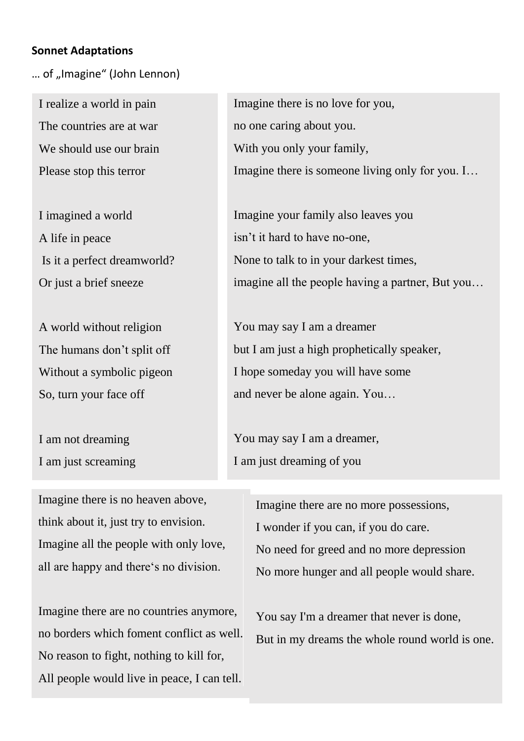**Sonnet Adaptations**

… of „Imagine" (John Lennon)

I realize a world in pain
The countries are at war
We should use our brain
Please stop this terror

I imagined a world
A life in peace
 Is it a perfect dreamworld?
Or just a brief sneeze

A world without religion
The humans don't split off
Without a symbolic pigeon
So, turn your face off

I am not dreaming
I am just screaming

---

Imagine there is no love for you,
no one caring about you.
With you only your family,
Imagine there is someone living only for you. I…

Imagine your family also leaves you
isn't it hard to have no-one,
None to talk to in your darkest times,
imagine all the people having a partner, But you…

You may say I am a dreamer
but I am just a high prophetically speaker,
I hope someday you will have some
and never be alone again. You…

You may say I am a dreamer,
I am just dreaming of you

---

Imagine there is no heaven above,
think about it, just try to envision.
Imagine all the people with only love,
all are happy and there's no division.

Imagine there are no countries anymore,
no borders which foment conflict as well.
No reason to fight, nothing to kill for,
All people would live in peace, I can tell.

---

Imagine there are no more possessions,
I wonder if you can, if you do care.
No need for greed and no more depression
No more hunger and all people would share.

You say I'm a dreamer that never is done,
But in my dreams the whole round world is one.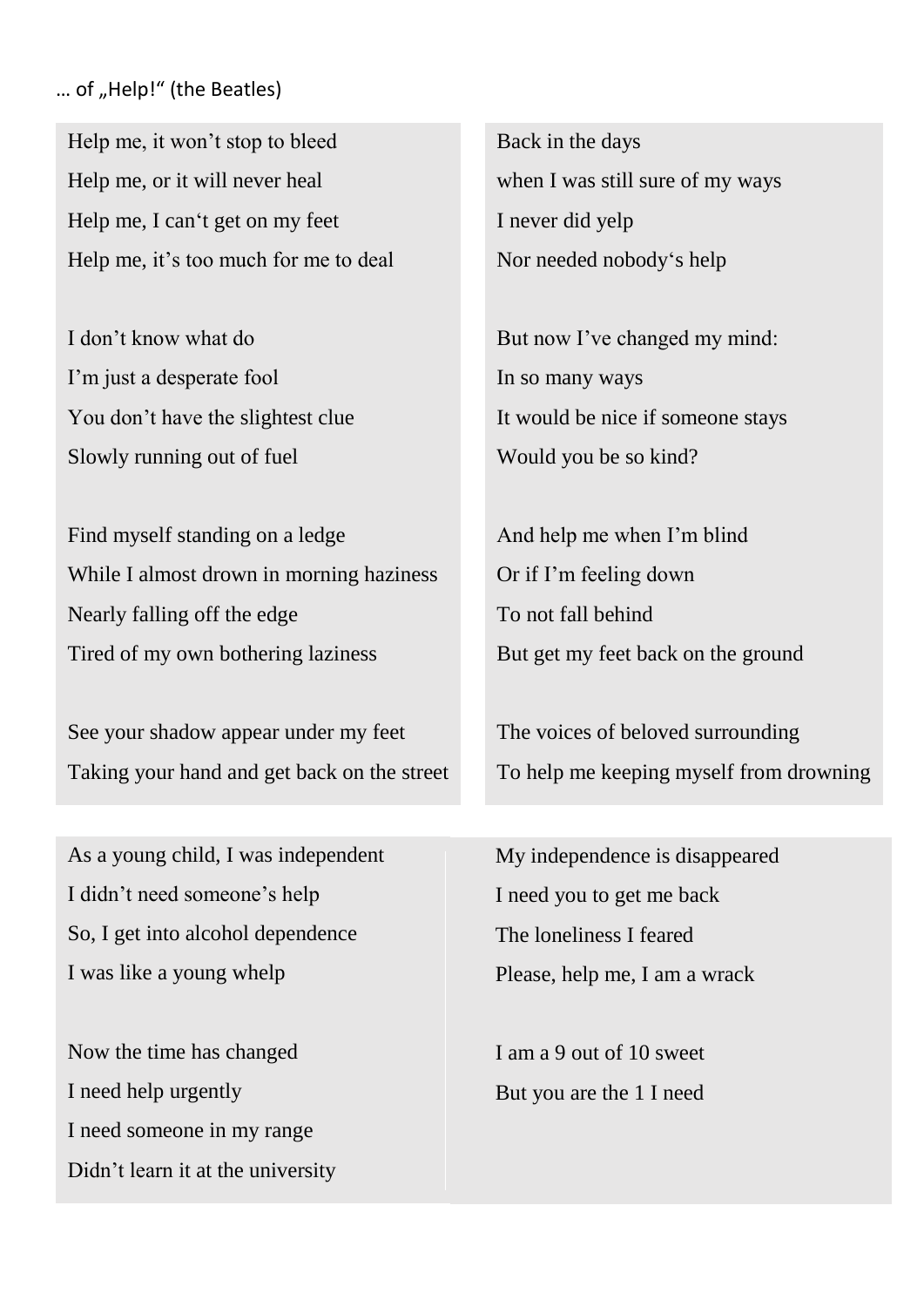… of „Help!“ (the Beatles)

Help me, it won’t stop to bleed
Help me, or it will never heal
Help me, I can‘t get on my feet
Help me, it’s too much for me to deal

I don’t know what do
I’m just a desperate fool
You don’t have the slightest clue
Slowly running out of fuel

Find myself standing on a ledge
While I almost drown in morning haziness
Nearly falling off the edge
Tired of my own bothering laziness

See your shadow appear under my feet
Taking your hand and get back on the street

Back in the days
when I was still sure of my ways
I never did yelp
Nor needed nobody‘s help

But now I’ve changed my mind:
In so many ways
It would be nice if someone stays
Would you be so kind?

And help me when I’m blind
Or if I’m feeling down
To not fall behind
But get my feet back on the ground

The voices of beloved surrounding
To help me keeping myself from drowning

As a young child, I was independent
I didn’t need someone’s help
So, I get into alcohol dependence
I was like a young whelp

Now the time has changed
I need help urgently
I need someone in my range
Didn’t learn it at the university

My independence is disappeared
I need you to get me back
The loneliness I feared
Please, help me, I am a wrack

I am a 9 out of 10 sweet
But you are the 1 I need